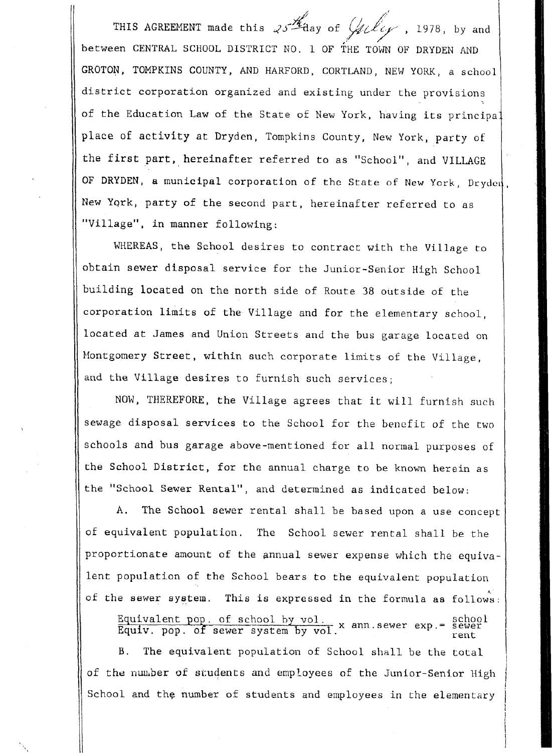THIS AGREEMENT made this 25th day of July, 1978, by and between CENTRAL SCHOOL DISTRICT NO. 1 OF THE TOWN OF DRYDEN AND GROTON, TOMPKINS COUNTY, AND HARFORD, CORTLAND, NEW YORK, a school district corporation organized and existing under the provisions of the Education Law of the State of New York, having its principal place of activity at Dryden, Tompkins County, New York, party of the first part, hereinafter referred to as "School", and VILLAGE OF DRYDEN, a municipal corporation of the State of New York, Dryden, New York, party of the second part, hereinafter referred to as "Village", in manner following:

WHEREAS, the School desires to contract with the Village to obtain sewer disposal service for the Junior-Senior High School building located on the north side of Route 38 outside of the corporation limits of the Village and for the elementary school, located at James and Union Streets and the bus garage located on Montgomery Street, within such corporate limits of the Village, and the Village desires to furnish such services;

NOW, THEREFORE, the Village agrees that it will furnish such sewage disposal services to the School for the benefit of the two schools and bus garage above-mentioned for all normal purposes of the School District, for the annual charge to be known herein as the "School Sewer Rental", and determined as indicated below:

A. The School sewer rental shall be based upon a use concept of equivalent population. The School sewer rental shall be the proportionate amount of the annual sewer expense which the equivalent population of the School bears to the equivalent population of the sewer system. This is expressed in the formula as follows:

$$\frac{\text{Equivalent pop. of school by vol.}}{\text{Equiv. pop. of sewer system by vol.}} \times \text{ann. sewer exp.} = \text{school sewer rent}$$

B. The equivalent population of School shall be the total of the number of students and employees of the Junior-Senior High School and the number of students and employees in the elementary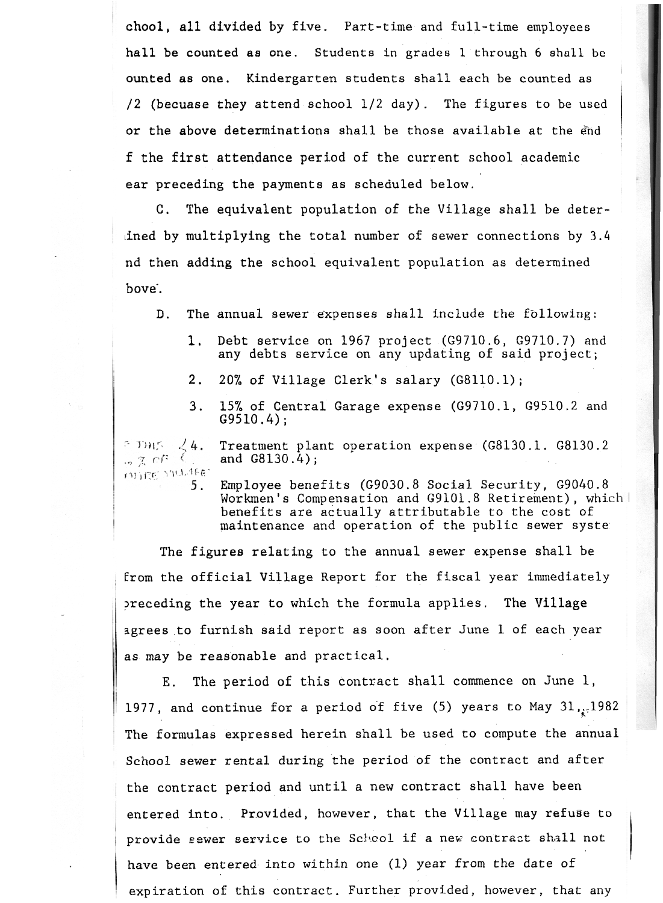chool, all divided by five. Part-time and full-time employees hall be counted as one. Students in grades 1 through 6 shall be ounted as one. Kindergarten students shall each be counted as /2 (becuase they attend school 1/2 day). The figures to be used or the above determinations shall be those available at the end f the first attendance period of the current school academic ear preceding the payments as scheduled below.

C. The equivalent population of the Village shall be determined by multiplying the total number of sewer connections by 3.4 nd then adding the school equivalent population as determined bove.

D. The annual sewer expenses shall include the following:

1. Debt service on 1967 project (G9710.6, G9710.7) and any debts service on any updating of said project;
2. 20% of Village Clerk's salary (G8110.1);
3. 15% of Central Garage expense (G9710.1, G9510.2 and G9510.4);
4. Treatment plant operation expense (G8130.1. G8130.2 and G8130.4);
5. Employee benefits (G9030.8 Social Security, G9040.8 Workmen's Compensation and G9101.8 Retirement), which benefits are actually attributable to the cost of maintenance and operation of the public sewer syste

The figures relating to the annual sewer expense shall be from the official Village Report for the fiscal year immediately preceding the year to which the formula applies. The Village agrees to furnish said report as soon after June 1 of each year as may be reasonable and practical.

E. The period of this contract shall commence on June 1, 1977, and continue for a period of five (5) years to May 31, 1982 The formulas expressed herein shall be used to compute the annual School sewer rental during the period of the contract and after the contract period and until a new contract shall have been entered into. Provided, however, that the Village may refuse to provide sewer service to the School if a new contract shall not have been entered into within one (1) year from the date of expiration of this contract. Further provided, however, that any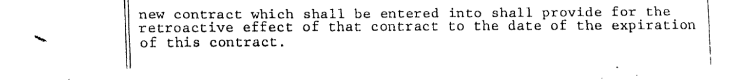new contract which shall be entered into shall provide for the retroactive effect of that contract to the date of the expiration of this contract.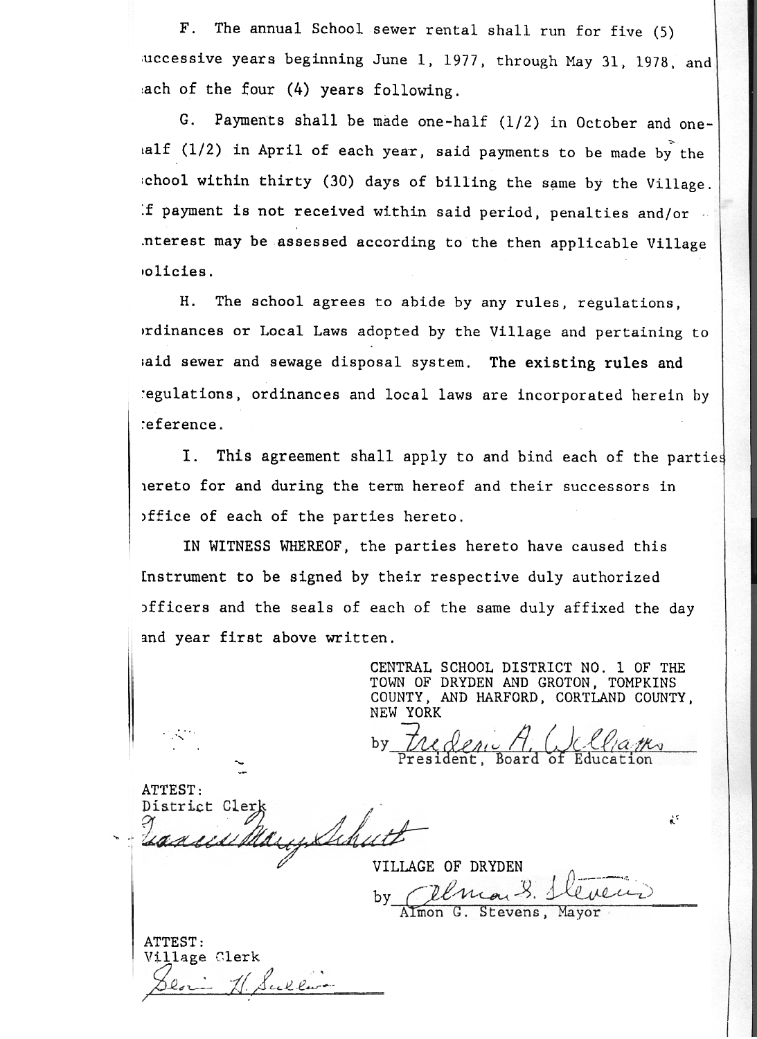F. The annual School sewer rental shall run for five (5) successive years beginning June 1, 1977, through May 31, 1978, and each of the four (4) years following.

G. Payments shall be made one-half (1/2) in October and one-half (1/2) in April of each year, said payments to be made by the School within thirty (30) days of billing the same by the Village. If payment is not received within said period, penalties and/or interest may be assessed according to the then applicable Village policies.

H. The school agrees to abide by any rules, regulations, ordinances or Local Laws adopted by the Village and pertaining to said sewer and sewage disposal system. **The existing rules and** regulations, ordinances and local laws are incorporated herein by reference.

I. This agreement shall apply to and bind each of the parties hereto for and during the term hereof and their successors in office of each of the parties hereto.

IN WITNESS WHEREOF, the parties hereto have caused this Instrument to be signed by their respective duly authorized officers and the seals of each of the same duly affixed the day and year first above written.

CENTRAL SCHOOL DISTRICT NO. 1 OF THE TOWN OF DRYDEN AND GROTON, TOMPKINS COUNTY, AND HARFORD, CORTLAND COUNTY, NEW YORK

by *Frederic A. Williams*
President, Board of Education

ATTEST:
District Clerk
*Frances Mary Schutt*

VILLAGE OF DRYDEN

by *Almon G. Stevens*
Almon G. Stevens, Mayor

ATTEST:
Village Clerk
*Gloria H. Sullivan*